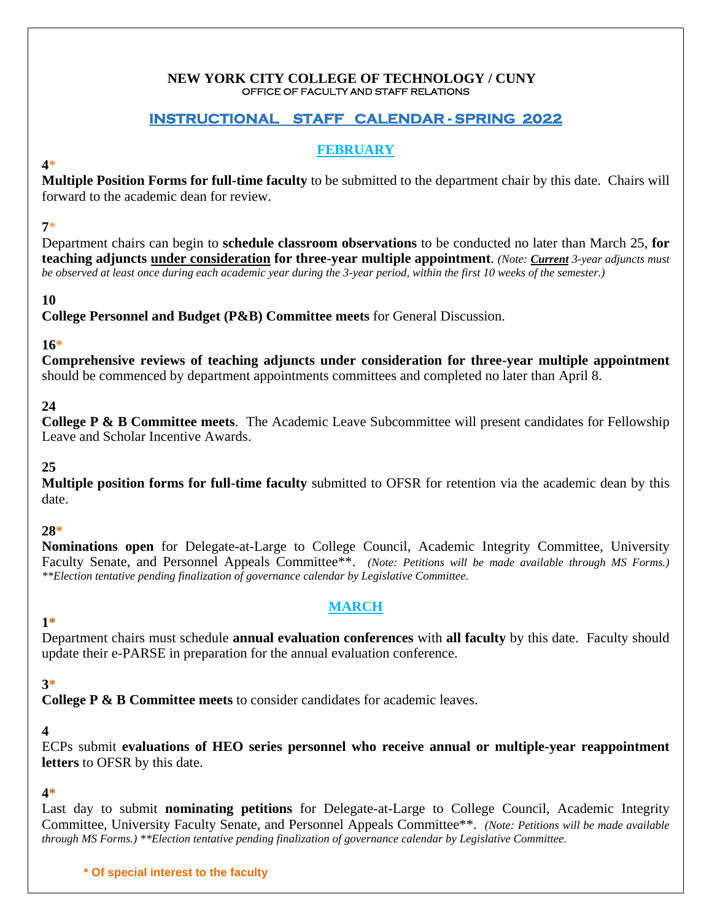**NEW YORK CITY COLLEGE OF TECHNOLOGY / CUNY**
OFFICE OF FACULTY AND STAFF RELATIONS

# INSTRUCTIONAL STAFF CALENDAR - SPRING 2022

## FEBRUARY

**4***
**Multiple Position Forms for full-time faculty** to be submitted to the department chair by this date. Chairs will forward to the academic dean for review.

**7***
Department chairs can begin to **schedule classroom observations** to be conducted no later than March 25, **for teaching adjuncts under consideration for three-year multiple appointment**. *(Note: **Current** 3-year adjuncts must be observed at least once during each academic year during the 3-year period, within the first 10 weeks of the semester.)*

**10**
**College Personnel and Budget (P&B) Committee meets** for General Discussion.

**16***
**Comprehensive reviews of teaching adjuncts under consideration for three-year multiple appointment** should be commenced by department appointments committees and completed no later than April 8.

**24**
**College P & B Committee meets**. The Academic Leave Subcommittee will present candidates for Fellowship Leave and Scholar Incentive Awards.

**25**
**Multiple position forms for full-time faculty** submitted to OFSR for retention via the academic dean by this date.

**28***
**Nominations open** for Delegate-at-Large to College Council, Academic Integrity Committee, University Faculty Senate, and Personnel Appeals Committee**. *(Note: Petitions will be made available through MS Forms.) **Election tentative pending finalization of governance calendar by Legislative Committee.*

## MARCH

**1***
Department chairs must schedule **annual evaluation conferences** with **all faculty** by this date. Faculty should update their e-PARSE in preparation for the annual evaluation conference.

**3***
**College P & B Committee meets** to consider candidates for academic leaves.

**4**
ECPs submit **evaluations of HEO series personnel who receive annual or multiple-year reappointment letters** to OFSR by this date.

**4***
Last day to submit **nominating petitions** for Delegate-at-Large to College Council, Academic Integrity Committee, University Faculty Senate, and Personnel Appeals Committee**. *(Note: Petitions will be made available through MS Forms.) **Election tentative pending finalization of governance calendar by Legislative Committee.*

**\* Of special interest to the faculty**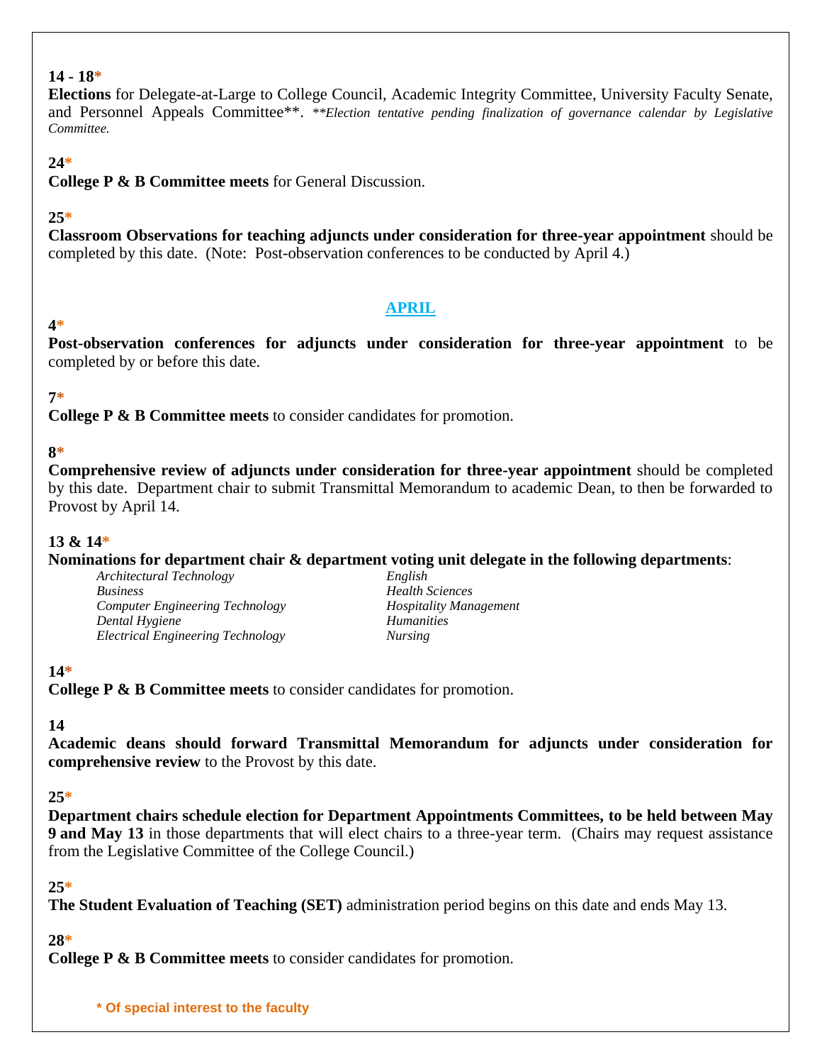**14 - 18***
**Elections** for Delegate-at-Large to College Council, Academic Integrity Committee, University Faculty Senate, and Personnel Appeals Committee**. ***Election tentative pending finalization of governance calendar by Legislative Committee.*

**24***
**College P & B Committee meets** for General Discussion.

**25***
**Classroom Observations for teaching adjuncts under consideration for three-year appointment** should be completed by this date. (Note: Post-observation conferences to be conducted by April 4.)

## APRIL

**4***
**Post-observation conferences for adjuncts under consideration for three-year appointment** to be completed by or before this date.

**7***
**College P & B Committee meets** to consider candidates for promotion.

**8***
**Comprehensive review of adjuncts under consideration for three-year appointment** should be completed by this date. Department chair to submit Transmittal Memorandum to academic Dean, to then be forwarded to Provost by April 14.

**13 & 14***
**Nominations for department chair & department voting unit delegate in the following departments**:

- *Architectural Technology*
- *Business*
- *Computer Engineering Technology*
- *Dental Hygiene*
- *Electrical Engineering Technology*
- *English*
- *Health Sciences*
- *Hospitality Management*
- *Humanities*
- *Nursing*

**14***
**College P & B Committee meets** to consider candidates for promotion.

**14**
**Academic deans should forward Transmittal Memorandum for adjuncts under consideration for comprehensive review** to the Provost by this date.

**25***
**Department chairs schedule election for Department Appointments Committees, to be held between May 9 and May 13** in those departments that will elect chairs to a three-year term. (Chairs may request assistance from the Legislative Committee of the College Council.)

**25***
**The Student Evaluation of Teaching (SET)** administration period begins on this date and ends May 13.

**28***
**College P & B Committee meets** to consider candidates for promotion.

**\* Of special interest to the faculty**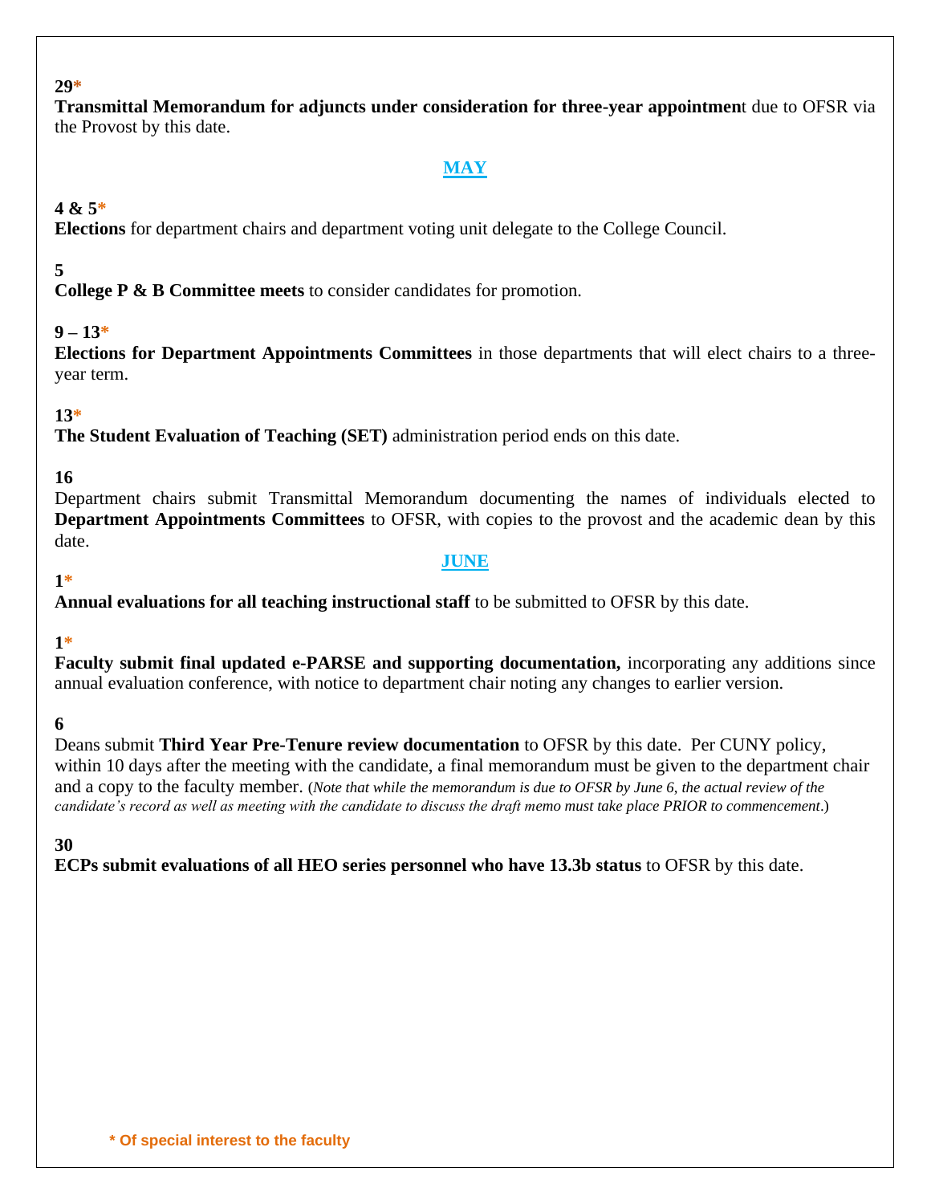**29***
**Transmittal Memorandum for adjuncts under consideration for three-year appointmen**t due to OFSR via the Provost by this date.

## MAY

**4 & 5***
**Elections** for department chairs and department voting unit delegate to the College Council.

**5**
**College P & B Committee meets** to consider candidates for promotion.

**9 – 13***
**Elections for Department Appointments Committees** in those departments that will elect chairs to a three-year term.

**13***
**The Student Evaluation of Teaching (SET)** administration period ends on this date.

**16**
Department chairs submit Transmittal Memorandum documenting the names of individuals elected to **Department Appointments Committees** to OFSR, with copies to the provost and the academic dean by this date.

## JUNE

**1***
**Annual evaluations for all teaching instructional staff** to be submitted to OFSR by this date.

**1***
**Faculty submit final updated e-PARSE and supporting documentation,** incorporating any additions since annual evaluation conference, with notice to department chair noting any changes to earlier version.

**6**
Deans submit **Third Year Pre-Tenure review documentation** to OFSR by this date. Per CUNY policy, within 10 days after the meeting with the candidate, a final memorandum must be given to the department chair and a copy to the faculty member. (*Note that while the memorandum is due to OFSR by June 6, the actual review of the candidate's record as well as meeting with the candidate to discuss the draft memo must take place PRIOR to commencement*.)

**30**
**ECPs submit evaluations of all HEO series personnel who have 13.3b status** to OFSR by this date.

**\* Of special interest to the faculty**